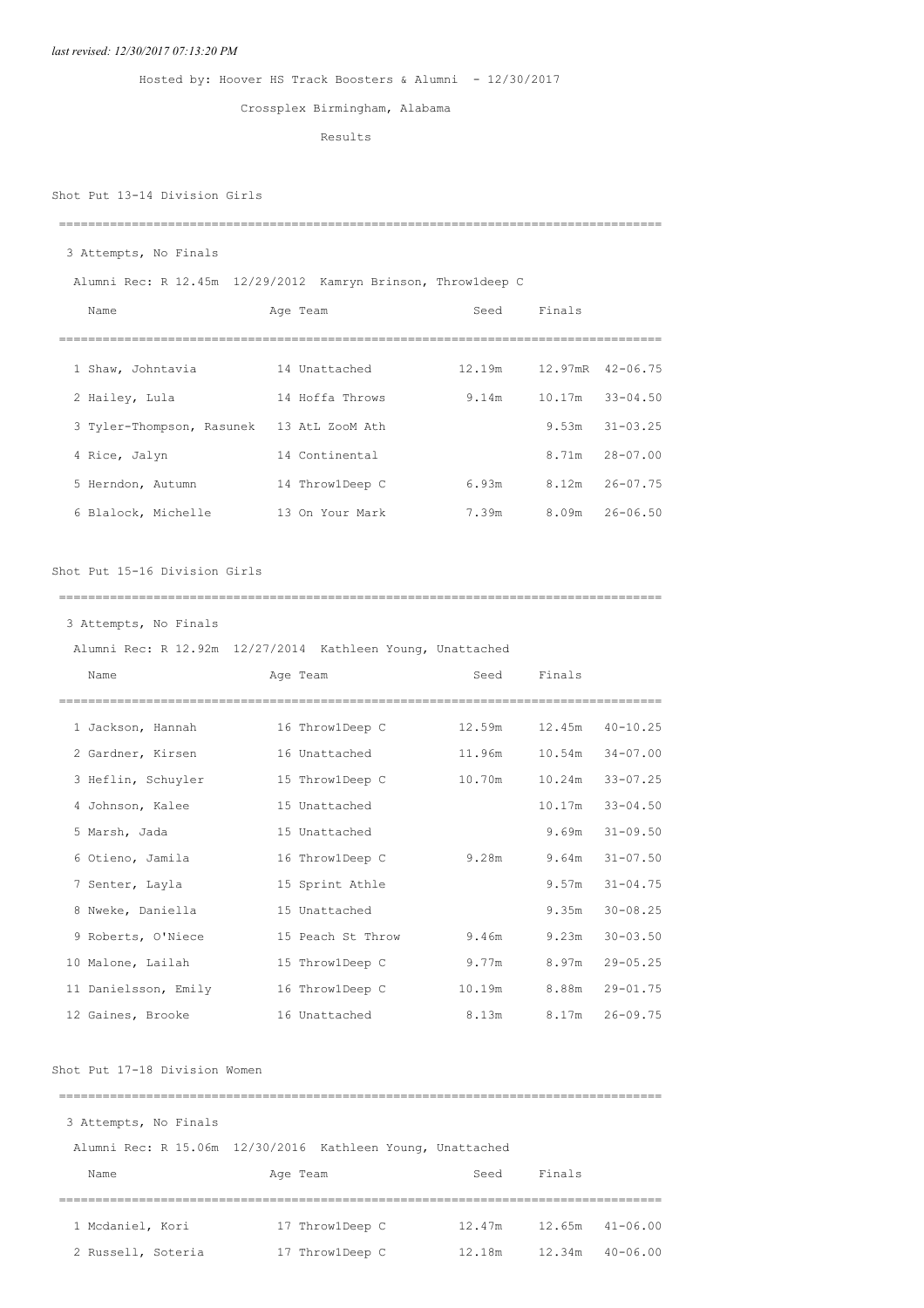*last revised: 12/30/2017 07:13:20 PM*

Hosted by: Hoover HS Track Boosters & Alumni - 12/30/2017

Crossplex Birmingham, Alabama

Results

## Shot Put 13-14 Division Girls

3 Attempts, No Finals

Alumni Rec: R 12.45m 12/29/2012 Kamryn Brinson, Throw1deep C

| | Name | Age | Team | Seed | Finals | |
|---|---|---|---|---|---|---|
| 1 | Shaw, Johntavia | 14 | Unattached | 12.19m | 12.97mR | 42-06.75 |
| 2 | Hailey, Lula | 14 | Hoffa Throws | 9.14m | 10.17m | 33-04.50 |
| 3 | Tyler-Thompson, Rasunek | 13 | AtL ZooM Ath | | 9.53m | 31-03.25 |
| 4 | Rice, Jalyn | 14 | Continental | | 8.71m | 28-07.00 |
| 5 | Herndon, Autumn | 14 | Throw1Deep C | 6.93m | 8.12m | 26-07.75 |
| 6 | Blalock, Michelle | 13 | On Your Mark | 7.39m | 8.09m | 26-06.50 |

## Shot Put 15-16 Division Girls

3 Attempts, No Finals

Alumni Rec: R 12.92m 12/27/2014 Kathleen Young, Unattached

| | Name | Age | Team | Seed | Finals | |
|---|---|---|---|---|---|---|
| 1 | Jackson, Hannah | 16 | Throw1Deep C | 12.59m | 12.45m | 40-10.25 |
| 2 | Gardner, Kirsen | 16 | Unattached | 11.96m | 10.54m | 34-07.00 |
| 3 | Heflin, Schuyler | 15 | Throw1Deep C | 10.70m | 10.24m | 33-07.25 |
| 4 | Johnson, Kalee | 15 | Unattached | | 10.17m | 33-04.50 |
| 5 | Marsh, Jada | 15 | Unattached | | 9.69m | 31-09.50 |
| 6 | Otieno, Jamila | 16 | Throw1Deep C | 9.28m | 9.64m | 31-07.50 |
| 7 | Senter, Layla | 15 | Sprint Athle | | 9.57m | 31-04.75 |
| 8 | Nweke, Daniella | 15 | Unattached | | 9.35m | 30-08.25 |
| 9 | Roberts, O'Niece | 15 | Peach St Throw | 9.46m | 9.23m | 30-03.50 |
| 10 | Malone, Lailah | 15 | Throw1Deep C | 9.77m | 8.97m | 29-05.25 |
| 11 | Danielsson, Emily | 16 | Throw1Deep C | 10.19m | 8.88m | 29-01.75 |
| 12 | Gaines, Brooke | 16 | Unattached | 8.13m | 8.17m | 26-09.75 |

## Shot Put 17-18 Division Women

3 Attempts, No Finals

Alumni Rec: R 15.06m 12/30/2016 Kathleen Young, Unattached

| | Name | Age | Team | Seed | Finals | |
|---|---|---|---|---|---|---|
| 1 | Mcdaniel, Kori | 17 | Throw1Deep C | 12.47m | 12.65m | 41-06.00 |
| 2 | Russell, Soteria | 17 | Throw1Deep C | 12.18m | 12.34m | 40-06.00 |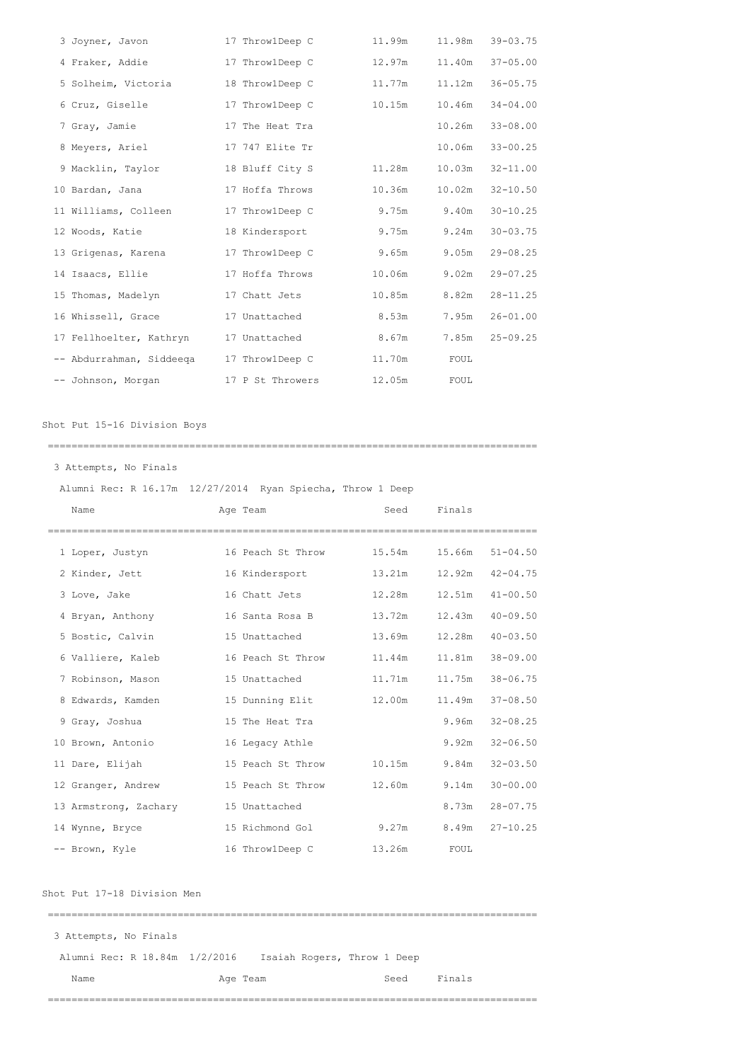| Place | Name | Age | Team | Seed | Finals | |
|---|---|---|---|---|---|---|
| 3 | Joyner, Javon | 17 | Throw1Deep C | 11.99m | 11.98m | 39-03.75 |
| 4 | Fraker, Addie | 17 | Throw1Deep C | 12.97m | 11.40m | 37-05.00 |
| 5 | Solheim, Victoria | 18 | Throw1Deep C | 11.77m | 11.12m | 36-05.75 |
| 6 | Cruz, Giselle | 17 | Throw1Deep C | 10.15m | 10.46m | 34-04.00 |
| 7 | Gray, Jamie | 17 | The Heat Tra | | 10.26m | 33-08.00 |
| 8 | Meyers, Ariel | 17 | 747 Elite Tr | | 10.06m | 33-00.25 |
| 9 | Macklin, Taylor | 18 | Bluff City S | 11.28m | 10.03m | 32-11.00 |
| 10 | Bardan, Jana | 17 | Hoffa Throws | 10.36m | 10.02m | 32-10.50 |
| 11 | Williams, Colleen | 17 | Throw1Deep C | 9.75m | 9.40m | 30-10.25 |
| 12 | Woods, Katie | 18 | Kindersport | 9.75m | 9.24m | 30-03.75 |
| 13 | Grigenas, Karena | 17 | Throw1Deep C | 9.65m | 9.05m | 29-08.25 |
| 14 | Isaacs, Ellie | 17 | Hoffa Throws | 10.06m | 9.02m | 29-07.25 |
| 15 | Thomas, Madelyn | 17 | Chatt Jets | 10.85m | 8.82m | 28-11.25 |
| 16 | Whissell, Grace | 17 | Unattached | 8.53m | 7.95m | 26-01.00 |
| 17 | Fellhoelter, Kathryn | 17 | Unattached | 8.67m | 7.85m | 25-09.25 |
| -- | Abdurrahman, Siddeeqa | 17 | Throw1Deep C | 11.70m | FOUL | |
| -- | Johnson, Morgan | 17 | P St Throwers | 12.05m | FOUL | |

Shot Put 15-16 Division Boys

3 Attempts, No Finals

Alumni Rec: R 16.17m 12/27/2014 Ryan Spiecha, Throw 1 Deep

| Place | Name | Age | Team | Seed | Finals | |
|---|---|---|---|---|---|---|
| 1 | Loper, Justyn | 16 | Peach St Throw | 15.54m | 15.66m | 51-04.50 |
| 2 | Kinder, Jett | 16 | Kindersport | 13.21m | 12.92m | 42-04.75 |
| 3 | Love, Jake | 16 | Chatt Jets | 12.28m | 12.51m | 41-00.50 |
| 4 | Bryan, Anthony | 16 | Santa Rosa B | 13.72m | 12.43m | 40-09.50 |
| 5 | Bostic, Calvin | 15 | Unattached | 13.69m | 12.28m | 40-03.50 |
| 6 | Valliere, Kaleb | 16 | Peach St Throw | 11.44m | 11.81m | 38-09.00 |
| 7 | Robinson, Mason | 15 | Unattached | 11.71m | 11.75m | 38-06.75 |
| 8 | Edwards, Kamden | 15 | Dunning Elit | 12.00m | 11.49m | 37-08.50 |
| 9 | Gray, Joshua | 15 | The Heat Tra | | 9.96m | 32-08.25 |
| 10 | Brown, Antonio | 16 | Legacy Athle | | 9.92m | 32-06.50 |
| 11 | Dare, Elijah | 15 | Peach St Throw | 10.15m | 9.84m | 32-03.50 |
| 12 | Granger, Andrew | 15 | Peach St Throw | 12.60m | 9.14m | 30-00.00 |
| 13 | Armstrong, Zachary | 15 | Unattached | | 8.73m | 28-07.75 |
| 14 | Wynne, Bryce | 15 | Richmond Gol | 9.27m | 8.49m | 27-10.25 |
| -- | Brown, Kyle | 16 | Throw1Deep C | 13.26m | FOUL | |

Shot Put 17-18 Division Men

3 Attempts, No Finals

Alumni Rec: R 18.84m 1/2/2016 Isaiah Rogers, Throw 1 Deep

| Name | Age | Team | Seed | Finals |
|---|---|---|---|---|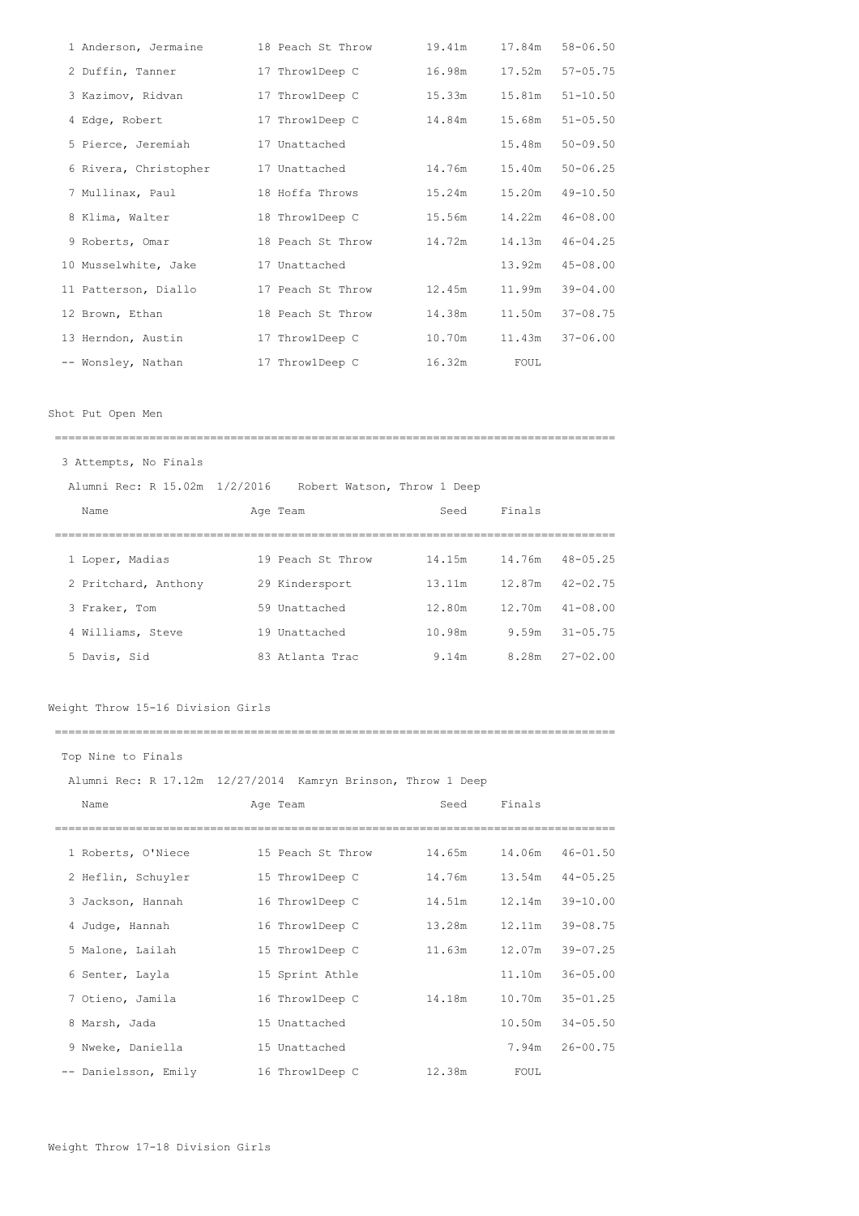| Place | Name | Age | Team | Seed | Finals | |
|---|---|---|---|---|---|---|
| 1 | Anderson, Jermaine | 18 | Peach St Throw | 19.41m | 17.84m | 58-06.50 |
| 2 | Duffin, Tanner | 17 | Throw1Deep C | 16.98m | 17.52m | 57-05.75 |
| 3 | Kazimov, Ridvan | 17 | Throw1Deep C | 15.33m | 15.81m | 51-10.50 |
| 4 | Edge, Robert | 17 | Throw1Deep C | 14.84m | 15.68m | 51-05.50 |
| 5 | Pierce, Jeremiah | 17 | Unattached | | 15.48m | 50-09.50 |
| 6 | Rivera, Christopher | 17 | Unattached | 14.76m | 15.40m | 50-06.25 |
| 7 | Mullinax, Paul | 18 | Hoffa Throws | 15.24m | 15.20m | 49-10.50 |
| 8 | Klima, Walter | 18 | Throw1Deep C | 15.56m | 14.22m | 46-08.00 |
| 9 | Roberts, Omar | 18 | Peach St Throw | 14.72m | 14.13m | 46-04.25 |
| 10 | Musselwhite, Jake | 17 | Unattached | | 13.92m | 45-08.00 |
| 11 | Patterson, Diallo | 17 | Peach St Throw | 12.45m | 11.99m | 39-04.00 |
| 12 | Brown, Ethan | 18 | Peach St Throw | 14.38m | 11.50m | 37-08.75 |
| 13 | Herndon, Austin | 17 | Throw1Deep C | 10.70m | 11.43m | 37-06.00 |
| -- | Wonsley, Nathan | 17 | Throw1Deep C | 16.32m | FOUL | |

## Shot Put Open Men

3 Attempts, No Finals

Alumni Rec: R 15.02m 1/2/2016 Robert Watson, Throw 1 Deep

| Place | Name | Age | Team | Seed | Finals | |
|---|---|---|---|---|---|---|
| 1 | Loper, Madias | 19 | Peach St Throw | 14.15m | 14.76m | 48-05.25 |
| 2 | Pritchard, Anthony | 29 | Kindersport | 13.11m | 12.87m | 42-02.75 |
| 3 | Fraker, Tom | 59 | Unattached | 12.80m | 12.70m | 41-08.00 |
| 4 | Williams, Steve | 19 | Unattached | 10.98m | 9.59m | 31-05.75 |
| 5 | Davis, Sid | 83 | Atlanta Trac | 9.14m | 8.28m | 27-02.00 |

## Weight Throw 15-16 Division Girls

Top Nine to Finals

Alumni Rec: R 17.12m 12/27/2014 Kamryn Brinson, Throw 1 Deep

| Place | Name | Age | Team | Seed | Finals | |
|---|---|---|---|---|---|---|
| 1 | Roberts, O'Niece | 15 | Peach St Throw | 14.65m | 14.06m | 46-01.50 |
| 2 | Heflin, Schuyler | 15 | Throw1Deep C | 14.76m | 13.54m | 44-05.25 |
| 3 | Jackson, Hannah | 16 | Throw1Deep C | 14.51m | 12.14m | 39-10.00 |
| 4 | Judge, Hannah | 16 | Throw1Deep C | 13.28m | 12.11m | 39-08.75 |
| 5 | Malone, Lailah | 15 | Throw1Deep C | 11.63m | 12.07m | 39-07.25 |
| 6 | Senter, Layla | 15 | Sprint Athle | | 11.10m | 36-05.00 |
| 7 | Otieno, Jamila | 16 | Throw1Deep C | 14.18m | 10.70m | 35-01.25 |
| 8 | Marsh, Jada | 15 | Unattached | | 10.50m | 34-05.50 |
| 9 | Nweke, Daniella | 15 | Unattached | | 7.94m | 26-00.75 |
| -- | Danielsson, Emily | 16 | Throw1Deep C | 12.38m | FOUL | |

## Weight Throw 17-18 Division Girls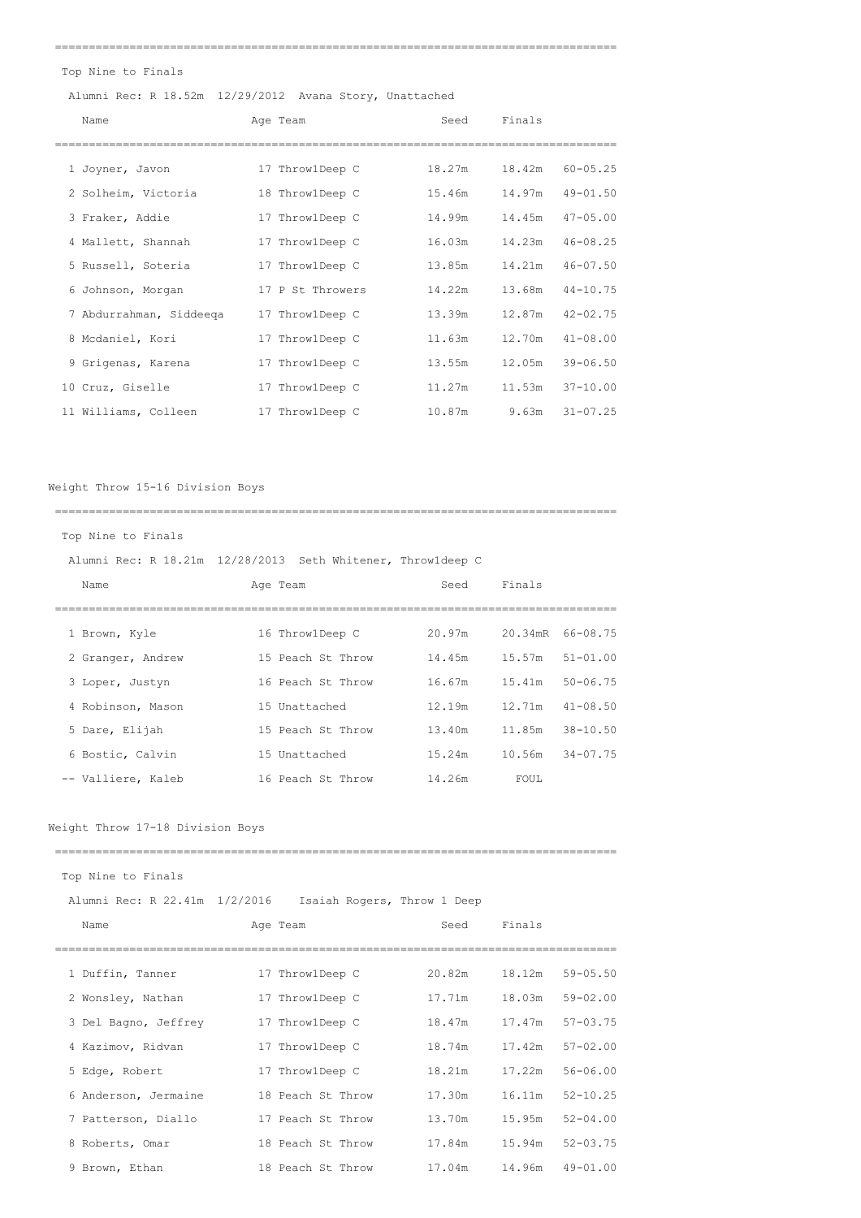Top Nine to Finals

Alumni Rec: R 18.52m 12/29/2012 Avana Story, Unattached

| | Name | Age | Team | Seed | Finals | |
|---|---|---|---|---|---|---|
| 1 | Joyner, Javon | 17 | Throw1Deep C | 18.27m | 18.42m | 60-05.25 |
| 2 | Solheim, Victoria | 18 | Throw1Deep C | 15.46m | 14.97m | 49-01.50 |
| 3 | Fraker, Addie | 17 | Throw1Deep C | 14.99m | 14.45m | 47-05.00 |
| 4 | Mallett, Shannah | 17 | Throw1Deep C | 16.03m | 14.23m | 46-08.25 |
| 5 | Russell, Soteria | 17 | Throw1Deep C | 13.85m | 14.21m | 46-07.50 |
| 6 | Johnson, Morgan | 17 | P St Throwers | 14.22m | 13.68m | 44-10.75 |
| 7 | Abdurrahman, Siddeeqa | 17 | Throw1Deep C | 13.39m | 12.87m | 42-02.75 |
| 8 | Mcdaniel, Kori | 17 | Throw1Deep C | 11.63m | 12.70m | 41-08.00 |
| 9 | Grigenas, Karena | 17 | Throw1Deep C | 13.55m | 12.05m | 39-06.50 |
| 10 | Cruz, Giselle | 17 | Throw1Deep C | 11.27m | 11.53m | 37-10.00 |
| 11 | Williams, Colleen | 17 | Throw1Deep C | 10.87m | 9.63m | 31-07.25 |

## Weight Throw 15-16 Division Boys

Top Nine to Finals

Alumni Rec: R 18.21m 12/28/2013 Seth Whitener, Throw1deep C

| | Name | Age | Team | Seed | Finals | |
|---|---|---|---|---|---|---|
| 1 | Brown, Kyle | 16 | Throw1Deep C | 20.97m | 20.34mR | 66-08.75 |
| 2 | Granger, Andrew | 15 | Peach St Throw | 14.45m | 15.57m | 51-01.00 |
| 3 | Loper, Justyn | 16 | Peach St Throw | 16.67m | 15.41m | 50-06.75 |
| 4 | Robinson, Mason | 15 | Unattached | 12.19m | 12.71m | 41-08.50 |
| 5 | Dare, Elijah | 15 | Peach St Throw | 13.40m | 11.85m | 38-10.50 |
| 6 | Bostic, Calvin | 15 | Unattached | 15.24m | 10.56m | 34-07.75 |
| -- | Valliere, Kaleb | 16 | Peach St Throw | 14.26m | FOUL | |

## Weight Throw 17-18 Division Boys

Top Nine to Finals

Alumni Rec: R 22.41m 1/2/2016 Isaiah Rogers, Throw 1 Deep

| | Name | Age | Team | Seed | Finals | |
|---|---|---|---|---|---|---|
| 1 | Duffin, Tanner | 17 | Throw1Deep C | 20.82m | 18.12m | 59-05.50 |
| 2 | Wonsley, Nathan | 17 | Throw1Deep C | 17.71m | 18.03m | 59-02.00 |
| 3 | Del Bagno, Jeffrey | 17 | Throw1Deep C | 18.47m | 17.47m | 57-03.75 |
| 4 | Kazimov, Ridvan | 17 | Throw1Deep C | 18.74m | 17.42m | 57-02.00 |
| 5 | Edge, Robert | 17 | Throw1Deep C | 18.21m | 17.22m | 56-06.00 |
| 6 | Anderson, Jermaine | 18 | Peach St Throw | 17.30m | 16.11m | 52-10.25 |
| 7 | Patterson, Diallo | 17 | Peach St Throw | 13.70m | 15.95m | 52-04.00 |
| 8 | Roberts, Omar | 18 | Peach St Throw | 17.84m | 15.94m | 52-03.75 |
| 9 | Brown, Ethan | 18 | Peach St Throw | 17.04m | 14.96m | 49-01.00 |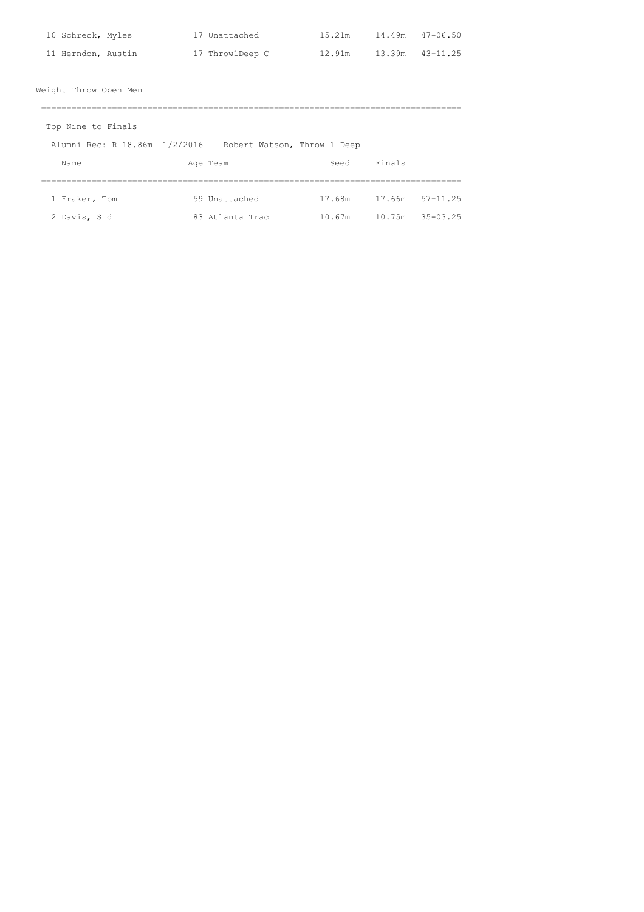| | | | | | |
|---|---|---|---|---|---|
| 10 | Schreck, Myles | 17 Unattached | 15.21m | 14.49m | 47-06.50 |
| 11 | Herndon, Austin | 17 Throw1Deep C | 12.91m | 13.39m | 43-11.25 |

## Weight Throw Open Men

Top Nine to Finals

Alumni Rec: R 18.86m 1/2/2016 Robert Watson, Throw 1 Deep

| | Name | Age Team | Seed | Finals | |
|---|---|---|---|---|---|
| 1 | Fraker, Tom | 59 Unattached | 17.68m | 17.66m | 57-11.25 |
| 2 | Davis, Sid | 83 Atlanta Trac | 10.67m | 10.75m | 35-03.25 |